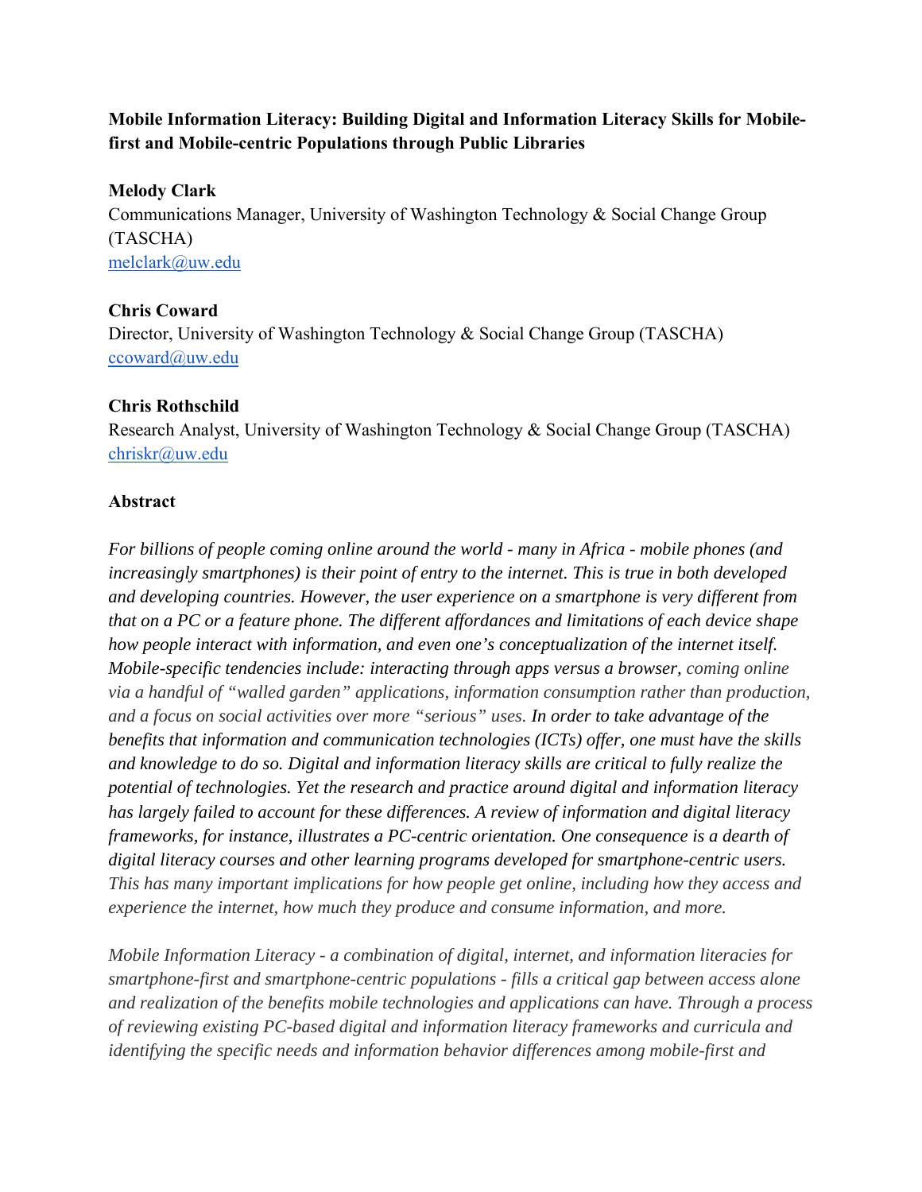**Mobile Information Literacy: Building Digital and Information Literacy Skills for Mobile-first and Mobile-centric Populations through Public Libraries**

**Melody Clark**
Communications Manager, University of Washington Technology & Social Change Group (TASCHA)
melclark@uw.edu

**Chris Coward**
Director, University of Washington Technology & Social Change Group (TASCHA)
ccoward@uw.edu

**Chris Rothschild**
Research Analyst, University of Washington Technology & Social Change Group (TASCHA)
chriskr@uw.edu

**Abstract**

*For billions of people coming online around the world - many in Africa - mobile phones (and increasingly smartphones) is their point of entry to the internet. This is true in both developed and developing countries. However, the user experience on a smartphone is very different from that on a PC or a feature phone. The different affordances and limitations of each device shape how people interact with information, and even one's conceptualization of the internet itself. Mobile-specific tendencies include: interacting through apps versus a browser, coming online via a handful of "walled garden" applications, information consumption rather than production, and a focus on social activities over more "serious" uses. In order to take advantage of the benefits that information and communication technologies (ICTs) offer, one must have the skills and knowledge to do so. Digital and information literacy skills are critical to fully realize the potential of technologies. Yet the research and practice around digital and information literacy has largely failed to account for these differences. A review of information and digital literacy frameworks, for instance, illustrates a PC-centric orientation. One consequence is a dearth of digital literacy courses and other learning programs developed for smartphone-centric users. This has many important implications for how people get online, including how they access and experience the internet, how much they produce and consume information, and more.*

*Mobile Information Literacy - a combination of digital, internet, and information literacies for smartphone-first and smartphone-centric populations - fills a critical gap between access alone and realization of the benefits mobile technologies and applications can have. Through a process of reviewing existing PC-based digital and information literacy frameworks and curricula and identifying the specific needs and information behavior differences among mobile-first and*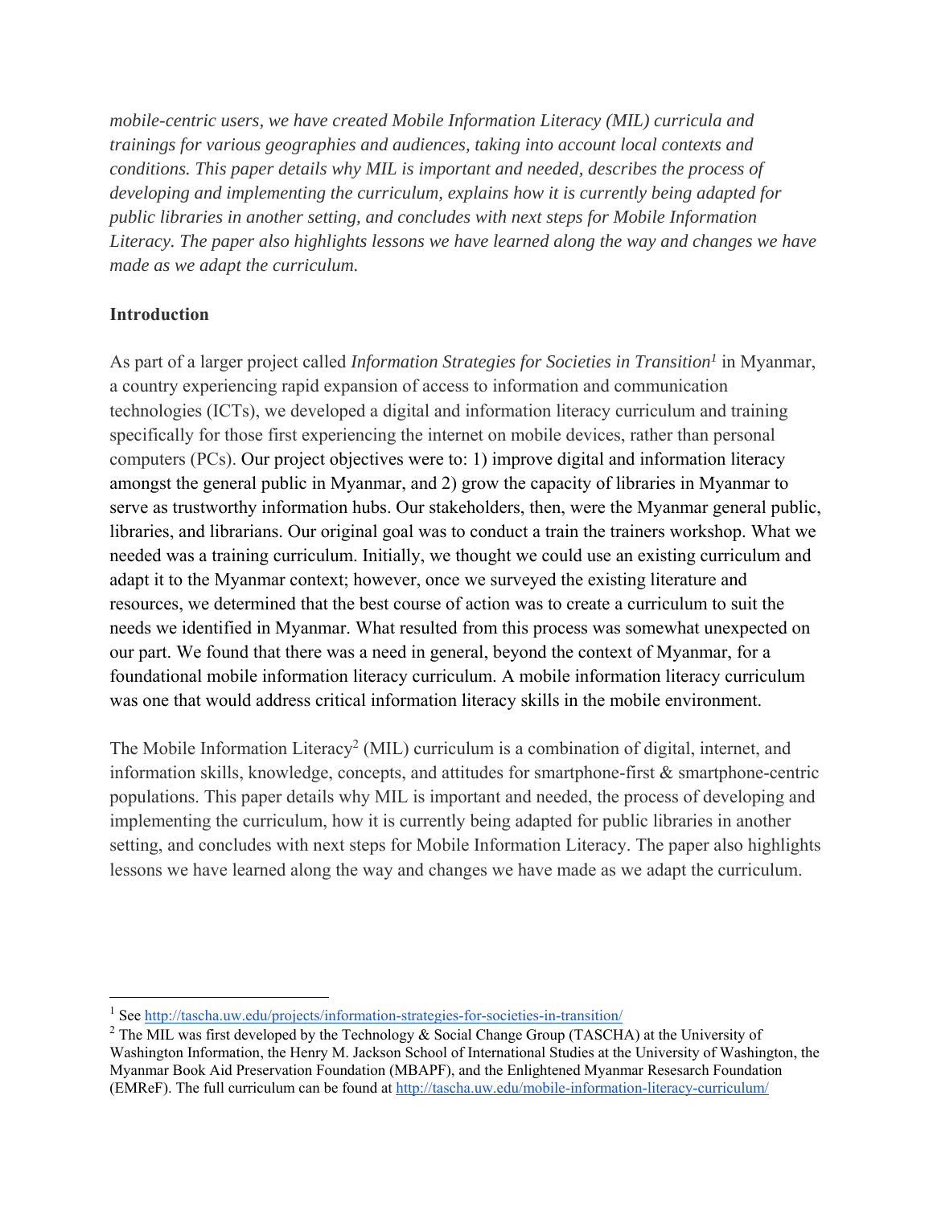*mobile-centric users, we have created Mobile Information Literacy (MIL) curricula and trainings for various geographies and audiences, taking into account local contexts and conditions. This paper details why MIL is important and needed, describes the process of developing and implementing the curriculum, explains how it is currently being adapted for public libraries in another setting, and concludes with next steps for Mobile Information Literacy. The paper also highlights lessons we have learned along the way and changes we have made as we adapt the curriculum.*

**Introduction**

As part of a larger project called *Information Strategies for Societies in Transition*[1] in Myanmar, a country experiencing rapid expansion of access to information and communication technologies (ICTs), we developed a digital and information literacy curriculum and training specifically for those first experiencing the internet on mobile devices, rather than personal computers (PCs). Our project objectives were to: 1) improve digital and information literacy amongst the general public in Myanmar, and 2) grow the capacity of libraries in Myanmar to serve as trustworthy information hubs. Our stakeholders, then, were the Myanmar general public, libraries, and librarians. Our original goal was to conduct a train the trainers workshop. What we needed was a training curriculum. Initially, we thought we could use an existing curriculum and adapt it to the Myanmar context; however, once we surveyed the existing literature and resources, we determined that the best course of action was to create a curriculum to suit the needs we identified in Myanmar. What resulted from this process was somewhat unexpected on our part. We found that there was a need in general, beyond the context of Myanmar, for a foundational mobile information literacy curriculum. A mobile information literacy curriculum was one that would address critical information literacy skills in the mobile environment.

The Mobile Information Literacy[2] (MIL) curriculum is a combination of digital, internet, and information skills, knowledge, concepts, and attitudes for smartphone-first & smartphone-centric populations. This paper details why MIL is important and needed, the process of developing and implementing the curriculum, how it is currently being adapted for public libraries in another setting, and concludes with next steps for Mobile Information Literacy. The paper also highlights lessons we have learned along the way and changes we have made as we adapt the curriculum.

[1] See http://tascha.uw.edu/projects/information-strategies-for-societies-in-transition/

[2] The MIL was first developed by the Technology & Social Change Group (TASCHA) at the University of Washington Information, the Henry M. Jackson School of International Studies at the University of Washington, the Myanmar Book Aid Preservation Foundation (MBAPF), and the Enlightened Myanmar Resesarch Foundation (EMReF). The full curriculum can be found at http://tascha.uw.edu/mobile-information-literacy-curriculum/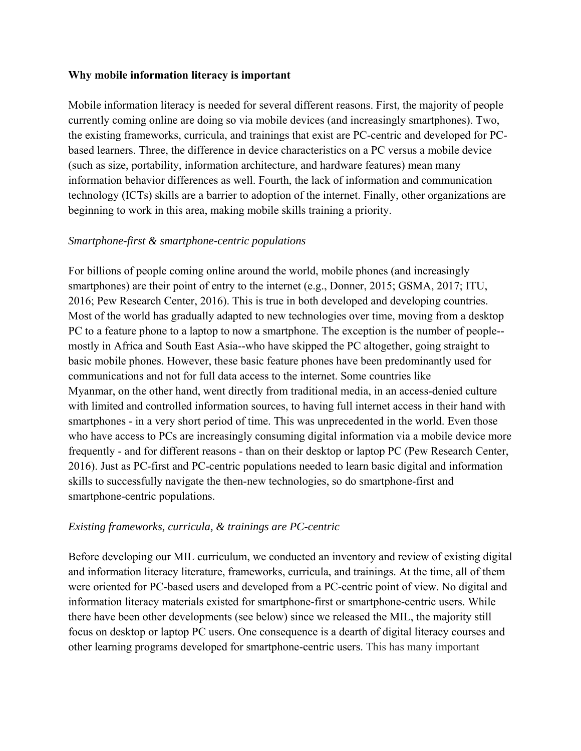**Why mobile information literacy is important**

Mobile information literacy is needed for several different reasons. First, the majority of people currently coming online are doing so via mobile devices (and increasingly smartphones). Two, the existing frameworks, curricula, and trainings that exist are PC-centric and developed for PC-based learners. Three, the difference in device characteristics on a PC versus a mobile device (such as size, portability, information architecture, and hardware features) mean many information behavior differences as well. Fourth, the lack of information and communication technology (ICTs) skills are a barrier to adoption of the internet. Finally, other organizations are beginning to work in this area, making mobile skills training a priority.

*Smartphone-first & smartphone-centric populations*

For billions of people coming online around the world, mobile phones (and increasingly smartphones) are their point of entry to the internet (e.g., Donner, 2015; GSMA, 2017; ITU, 2016; Pew Research Center, 2016). This is true in both developed and developing countries. Most of the world has gradually adapted to new technologies over time, moving from a desktop PC to a feature phone to a laptop to now a smartphone. The exception is the number of people--mostly in Africa and South East Asia--who have skipped the PC altogether, going straight to basic mobile phones. However, these basic feature phones have been predominantly used for communications and not for full data access to the internet. Some countries like Myanmar, on the other hand, went directly from traditional media, in an access-denied culture with limited and controlled information sources, to having full internet access in their hand with smartphones - in a very short period of time. This was unprecedented in the world. Even those who have access to PCs are increasingly consuming digital information via a mobile device more frequently - and for different reasons - than on their desktop or laptop PC (Pew Research Center, 2016). Just as PC-first and PC-centric populations needed to learn basic digital and information skills to successfully navigate the then-new technologies, so do smartphone-first and smartphone-centric populations.

*Existing frameworks, curricula, & trainings are PC-centric*

Before developing our MIL curriculum, we conducted an inventory and review of existing digital and information literacy literature, frameworks, curricula, and trainings. At the time, all of them were oriented for PC-based users and developed from a PC-centric point of view. No digital and information literacy materials existed for smartphone-first or smartphone-centric users. While there have been other developments (see below) since we released the MIL, the majority still focus on desktop or laptop PC users. One consequence is a dearth of digital literacy courses and other learning programs developed for smartphone-centric users. This has many important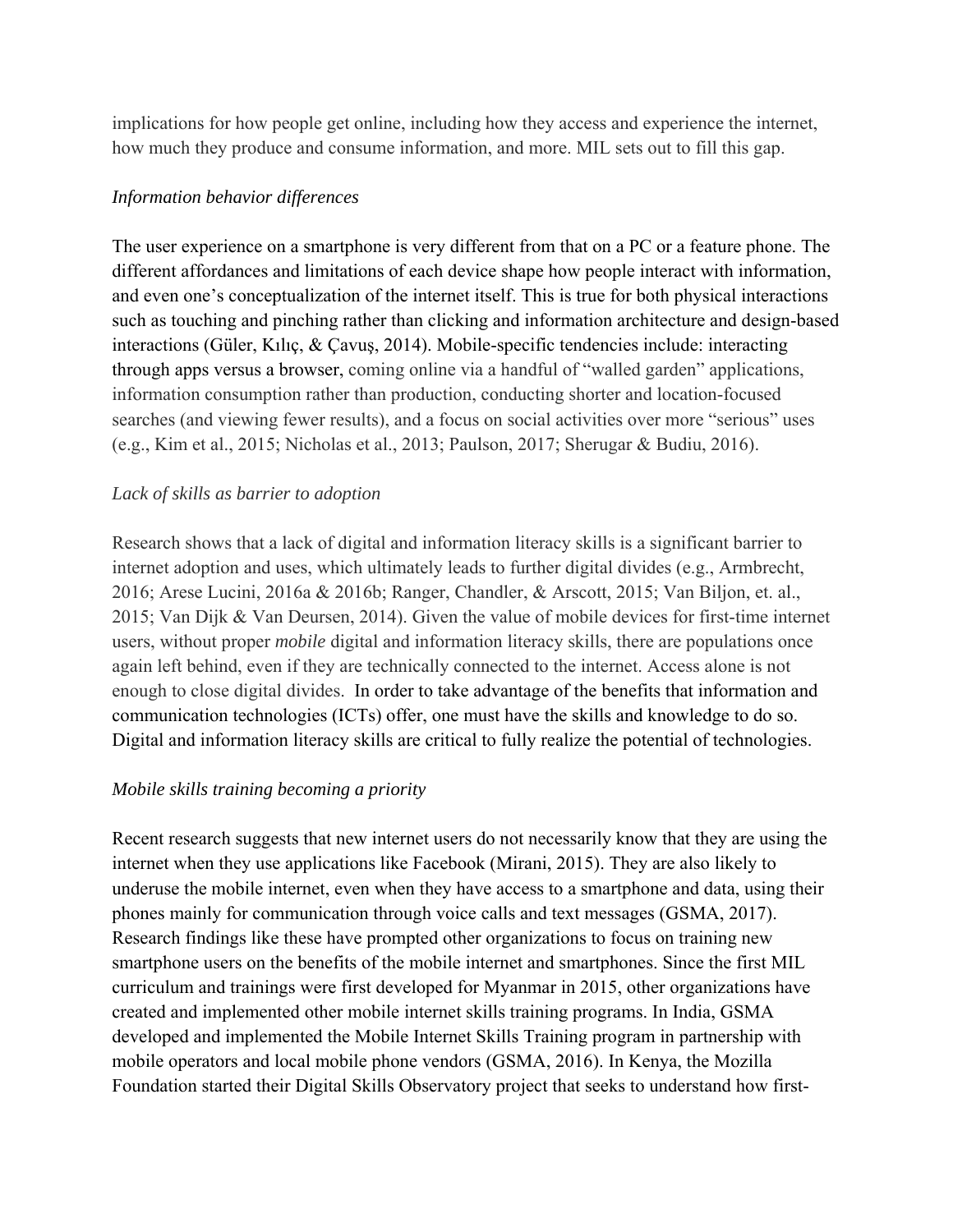implications for how people get online, including how they access and experience the internet, how much they produce and consume information, and more. MIL sets out to fill this gap.

*Information behavior differences*

The user experience on a smartphone is very different from that on a PC or a feature phone. The different affordances and limitations of each device shape how people interact with information, and even one's conceptualization of the internet itself. This is true for both physical interactions such as touching and pinching rather than clicking and information architecture and design-based interactions (Güler, Kılıç, & Çavuş, 2014). Mobile-specific tendencies include: interacting through apps versus a browser, coming online via a handful of "walled garden" applications, information consumption rather than production, conducting shorter and location-focused searches (and viewing fewer results), and a focus on social activities over more "serious" uses (e.g., Kim et al., 2015; Nicholas et al., 2013; Paulson, 2017; Sherugar & Budiu, 2016).

*Lack of skills as barrier to adoption*

Research shows that a lack of digital and information literacy skills is a significant barrier to internet adoption and uses, which ultimately leads to further digital divides (e.g., Armbrecht, 2016; Arese Lucini, 2016a & 2016b; Ranger, Chandler, & Arscott, 2015; Van Biljon, et. al., 2015; Van Dijk & Van Deursen, 2014). Given the value of mobile devices for first-time internet users, without proper *mobile* digital and information literacy skills, there are populations once again left behind, even if they are technically connected to the internet. Access alone is not enough to close digital divides. In order to take advantage of the benefits that information and communication technologies (ICTs) offer, one must have the skills and knowledge to do so. Digital and information literacy skills are critical to fully realize the potential of technologies.

*Mobile skills training becoming a priority*

Recent research suggests that new internet users do not necessarily know that they are using the internet when they use applications like Facebook (Mirani, 2015). They are also likely to underuse the mobile internet, even when they have access to a smartphone and data, using their phones mainly for communication through voice calls and text messages (GSMA, 2017). Research findings like these have prompted other organizations to focus on training new smartphone users on the benefits of the mobile internet and smartphones. Since the first MIL curriculum and trainings were first developed for Myanmar in 2015, other organizations have created and implemented other mobile internet skills training programs. In India, GSMA developed and implemented the Mobile Internet Skills Training program in partnership with mobile operators and local mobile phone vendors (GSMA, 2016). In Kenya, the Mozilla Foundation started their Digital Skills Observatory project that seeks to understand how first-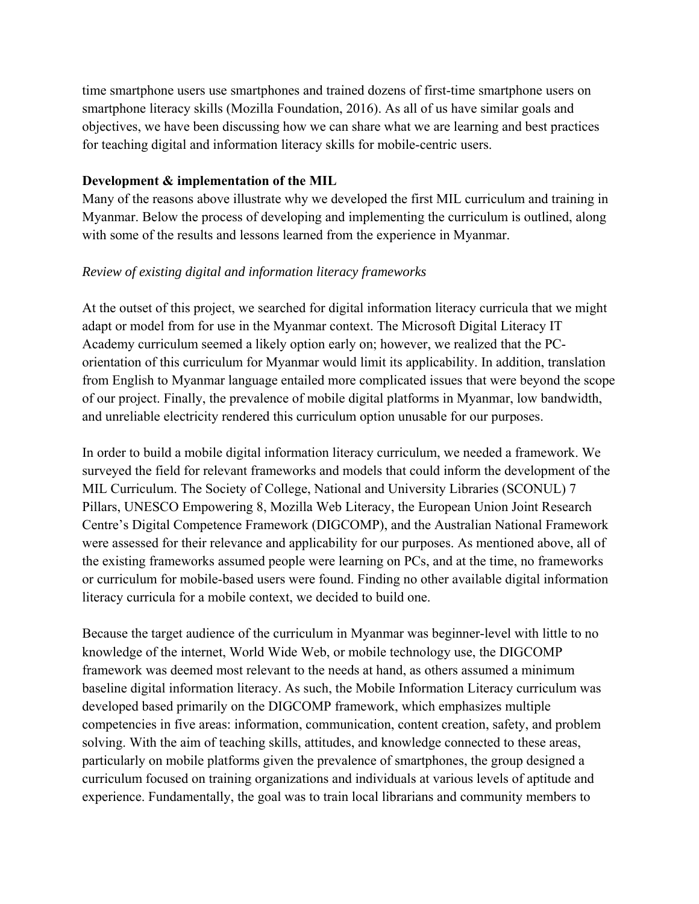time smartphone users use smartphones and trained dozens of first-time smartphone users on smartphone literacy skills (Mozilla Foundation, 2016). As all of us have similar goals and objectives, we have been discussing how we can share what we are learning and best practices for teaching digital and information literacy skills for mobile-centric users.

**Development & implementation of the MIL**

Many of the reasons above illustrate why we developed the first MIL curriculum and training in Myanmar. Below the process of developing and implementing the curriculum is outlined, along with some of the results and lessons learned from the experience in Myanmar.

*Review of existing digital and information literacy frameworks*

At the outset of this project, we searched for digital information literacy curricula that we might adapt or model from for use in the Myanmar context. The Microsoft Digital Literacy IT Academy curriculum seemed a likely option early on; however, we realized that the PC-orientation of this curriculum for Myanmar would limit its applicability. In addition, translation from English to Myanmar language entailed more complicated issues that were beyond the scope of our project. Finally, the prevalence of mobile digital platforms in Myanmar, low bandwidth, and unreliable electricity rendered this curriculum option unusable for our purposes.

In order to build a mobile digital information literacy curriculum, we needed a framework. We surveyed the field for relevant frameworks and models that could inform the development of the MIL Curriculum. The Society of College, National and University Libraries (SCONUL) 7 Pillars, UNESCO Empowering 8, Mozilla Web Literacy, the European Union Joint Research Centre's Digital Competence Framework (DIGCOMP), and the Australian National Framework were assessed for their relevance and applicability for our purposes. As mentioned above, all of the existing frameworks assumed people were learning on PCs, and at the time, no frameworks or curriculum for mobile-based users were found. Finding no other available digital information literacy curricula for a mobile context, we decided to build one.

Because the target audience of the curriculum in Myanmar was beginner-level with little to no knowledge of the internet, World Wide Web, or mobile technology use, the DIGCOMP framework was deemed most relevant to the needs at hand, as others assumed a minimum baseline digital information literacy. As such, the Mobile Information Literacy curriculum was developed based primarily on the DIGCOMP framework, which emphasizes multiple competencies in five areas: information, communication, content creation, safety, and problem solving. With the aim of teaching skills, attitudes, and knowledge connected to these areas, particularly on mobile platforms given the prevalence of smartphones, the group designed a curriculum focused on training organizations and individuals at various levels of aptitude and experience. Fundamentally, the goal was to train local librarians and community members to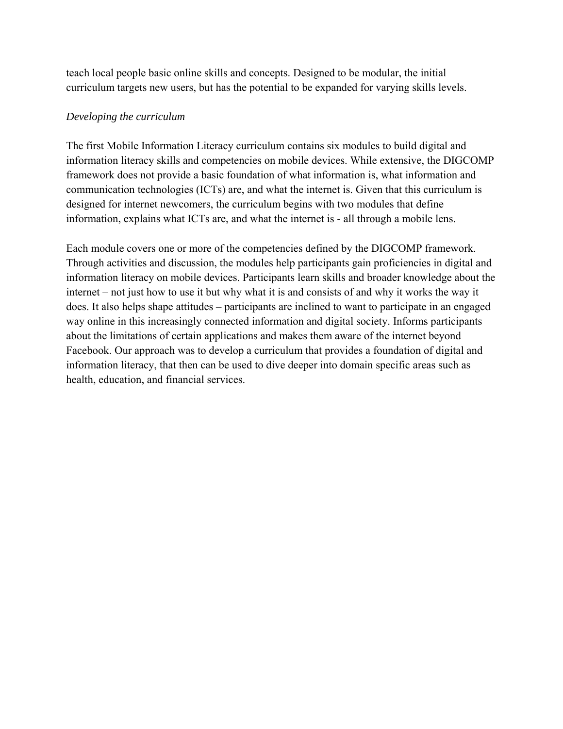teach local people basic online skills and concepts. Designed to be modular, the initial curriculum targets new users, but has the potential to be expanded for varying skills levels.

*Developing the curriculum*

The first Mobile Information Literacy curriculum contains six modules to build digital and information literacy skills and competencies on mobile devices. While extensive, the DIGCOMP framework does not provide a basic foundation of what information is, what information and communication technologies (ICTs) are, and what the internet is. Given that this curriculum is designed for internet newcomers, the curriculum begins with two modules that define information, explains what ICTs are, and what the internet is - all through a mobile lens.

Each module covers one or more of the competencies defined by the DIGCOMP framework. Through activities and discussion, the modules help participants gain proficiencies in digital and information literacy on mobile devices. Participants learn skills and broader knowledge about the internet – not just how to use it but why what it is and consists of and why it works the way it does. It also helps shape attitudes – participants are inclined to want to participate in an engaged way online in this increasingly connected information and digital society. Informs participants about the limitations of certain applications and makes them aware of the internet beyond Facebook. Our approach was to develop a curriculum that provides a foundation of digital and information literacy, that then can be used to dive deeper into domain specific areas such as health, education, and financial services.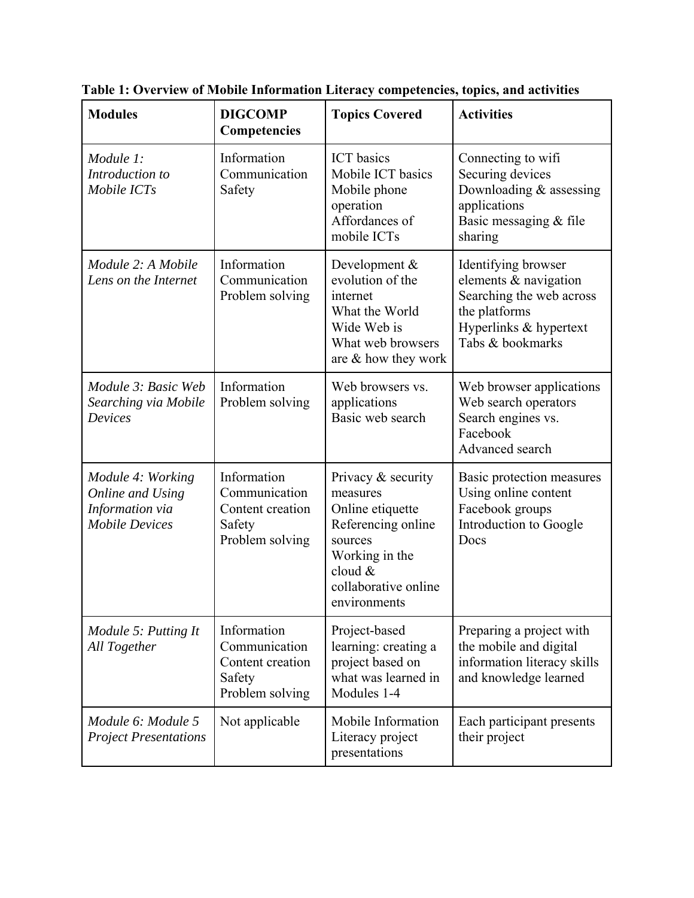**Table 1: Overview of Mobile Information Literacy competencies, topics, and activities**

| **Modules** | **DIGCOMP Competencies** | **Topics Covered** | **Activities** |
|---|---|---|---|
| *Module 1: Introduction to Mobile ICTs* | Information<br>Communication<br>Safety | ICT basics<br>Mobile ICT basics<br>Mobile phone operation<br>Affordances of mobile ICTs | Connecting to wifi<br>Securing devices<br>Downloading & assessing applications<br>Basic messaging & file sharing |
| *Module 2: A Mobile Lens on the Internet* | Information<br>Communication<br>Problem solving | Development & evolution of the internet<br>What the World Wide Web is<br>What web browsers are & how they work | Identifying browser elements & navigation<br>Searching the web across the platforms<br>Hyperlinks & hypertext<br>Tabs & bookmarks |
| *Module 3: Basic Web Searching via Mobile Devices* | Information<br>Problem solving | Web browsers vs. applications<br>Basic web search | Web browser applications<br>Web search operators<br>Search engines vs. Facebook<br>Advanced search |
| *Module 4: Working Online and Using Information via Mobile Devices* | Information<br>Communication<br>Content creation<br>Safety<br>Problem solving | Privacy & security measures<br>Online etiquette<br>Referencing online sources<br>Working in the cloud & collaborative online environments | Basic protection measures<br>Using online content<br>Facebook groups<br>Introduction to Google Docs |
| *Module 5: Putting It All Together* | Information<br>Communication<br>Content creation<br>Safety<br>Problem solving | Project-based learning: creating a project based on what was learned in Modules 1-4 | Preparing a project with the mobile and digital information literacy skills and knowledge learned |
| *Module 6: Module 5 Project Presentations* | Not applicable | Mobile Information Literacy project presentations | Each participant presents their project |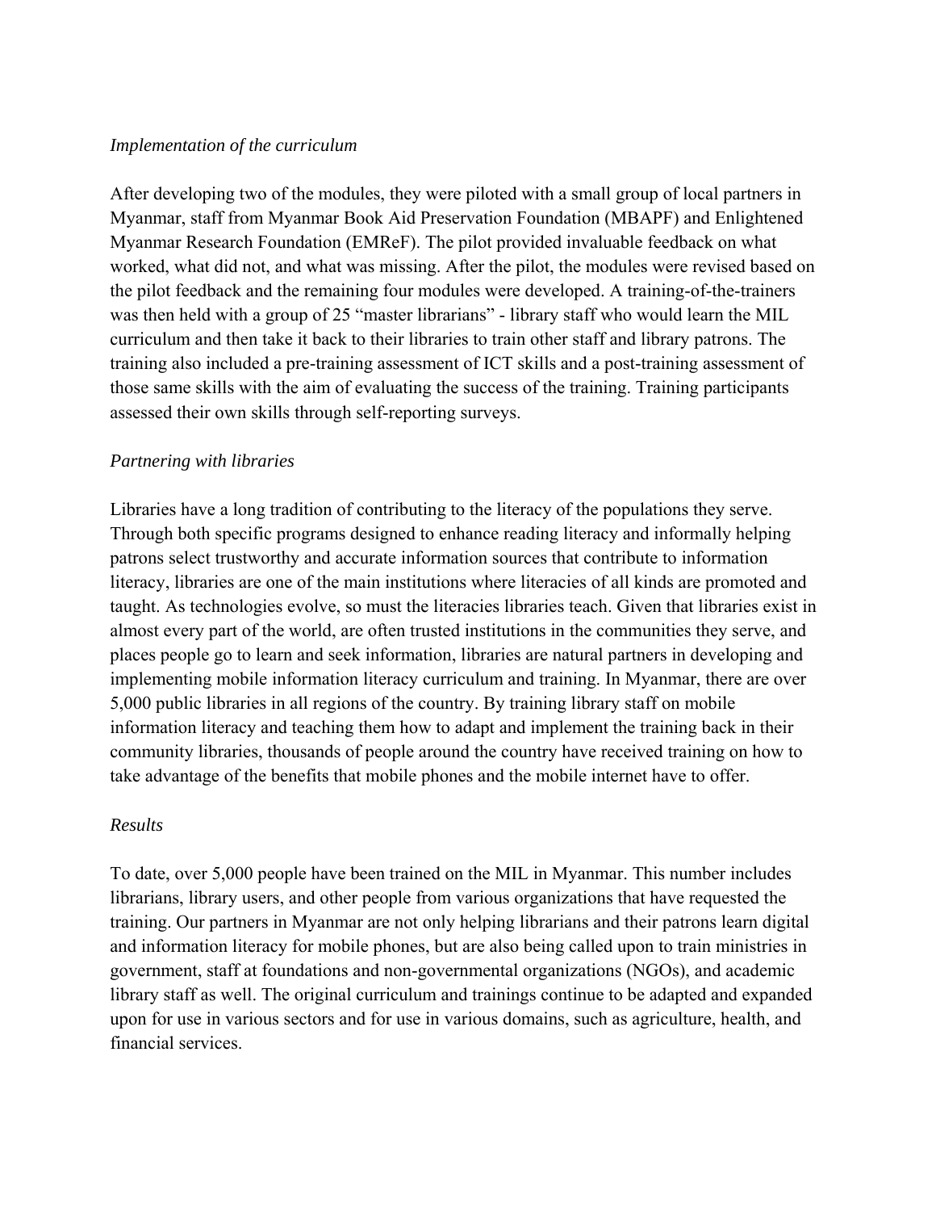*Implementation of the curriculum*

After developing two of the modules, they were piloted with a small group of local partners in Myanmar, staff from Myanmar Book Aid Preservation Foundation (MBAPF) and Enlightened Myanmar Research Foundation (EMReF). The pilot provided invaluable feedback on what worked, what did not, and what was missing. After the pilot, the modules were revised based on the pilot feedback and the remaining four modules were developed. A training-of-the-trainers was then held with a group of 25 "master librarians" - library staff who would learn the MIL curriculum and then take it back to their libraries to train other staff and library patrons. The training also included a pre-training assessment of ICT skills and a post-training assessment of those same skills with the aim of evaluating the success of the training. Training participants assessed their own skills through self-reporting surveys.

*Partnering with libraries*

Libraries have a long tradition of contributing to the literacy of the populations they serve. Through both specific programs designed to enhance reading literacy and informally helping patrons select trustworthy and accurate information sources that contribute to information literacy, libraries are one of the main institutions where literacies of all kinds are promoted and taught. As technologies evolve, so must the literacies libraries teach. Given that libraries exist in almost every part of the world, are often trusted institutions in the communities they serve, and places people go to learn and seek information, libraries are natural partners in developing and implementing mobile information literacy curriculum and training. In Myanmar, there are over 5,000 public libraries in all regions of the country. By training library staff on mobile information literacy and teaching them how to adapt and implement the training back in their community libraries, thousands of people around the country have received training on how to take advantage of the benefits that mobile phones and the mobile internet have to offer.

*Results*

To date, over 5,000 people have been trained on the MIL in Myanmar. This number includes librarians, library users, and other people from various organizations that have requested the training. Our partners in Myanmar are not only helping librarians and their patrons learn digital and information literacy for mobile phones, but are also being called upon to train ministries in government, staff at foundations and non-governmental organizations (NGOs), and academic library staff as well. The original curriculum and trainings continue to be adapted and expanded upon for use in various sectors and for use in various domains, such as agriculture, health, and financial services.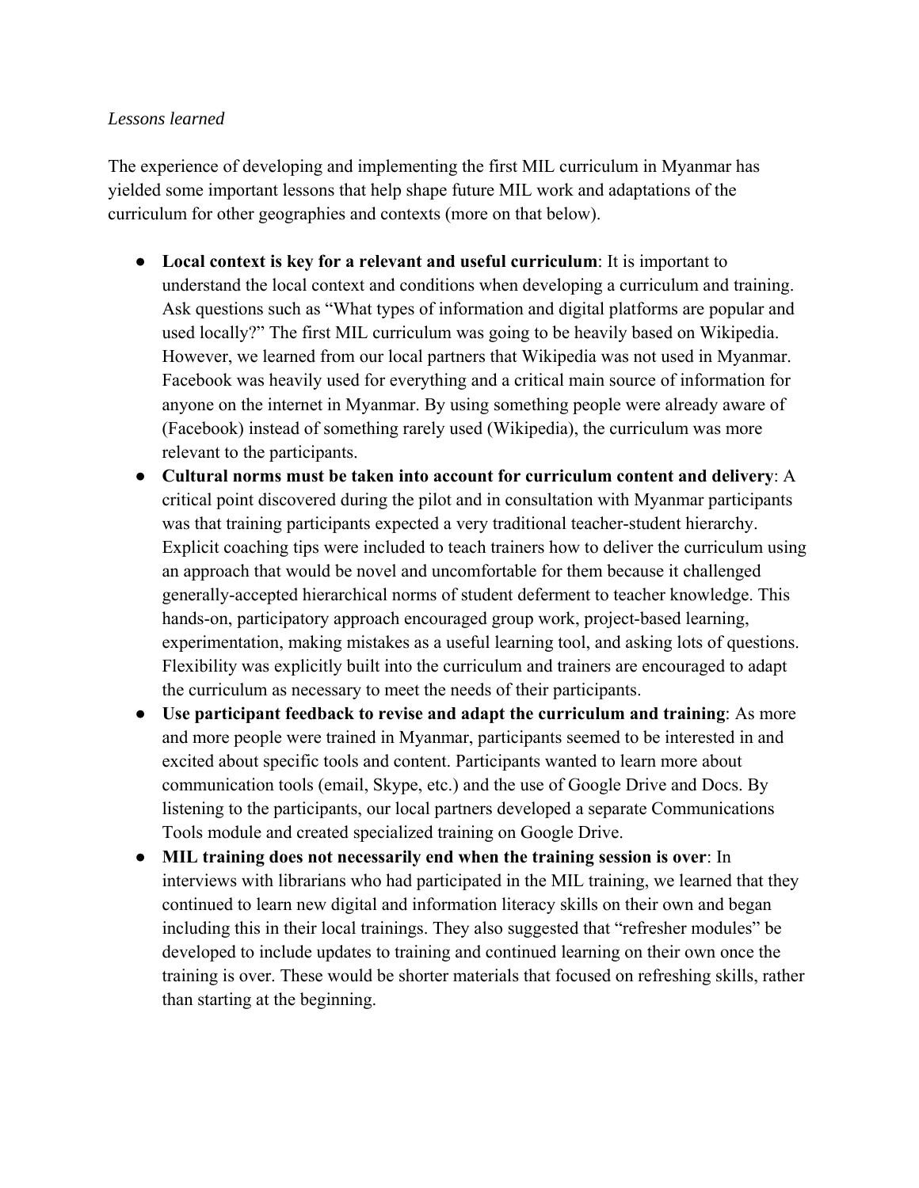*Lessons learned*

The experience of developing and implementing the first MIL curriculum in Myanmar has yielded some important lessons that help shape future MIL work and adaptations of the curriculum for other geographies and contexts (more on that below).

- **Local context is key for a relevant and useful curriculum**: It is important to understand the local context and conditions when developing a curriculum and training. Ask questions such as "What types of information and digital platforms are popular and used locally?" The first MIL curriculum was going to be heavily based on Wikipedia. However, we learned from our local partners that Wikipedia was not used in Myanmar. Facebook was heavily used for everything and a critical main source of information for anyone on the internet in Myanmar. By using something people were already aware of (Facebook) instead of something rarely used (Wikipedia), the curriculum was more relevant to the participants.
- **Cultural norms must be taken into account for curriculum content and delivery**: A critical point discovered during the pilot and in consultation with Myanmar participants was that training participants expected a very traditional teacher-student hierarchy. Explicit coaching tips were included to teach trainers how to deliver the curriculum using an approach that would be novel and uncomfortable for them because it challenged generally-accepted hierarchical norms of student deferment to teacher knowledge. This hands-on, participatory approach encouraged group work, project-based learning, experimentation, making mistakes as a useful learning tool, and asking lots of questions. Flexibility was explicitly built into the curriculum and trainers are encouraged to adapt the curriculum as necessary to meet the needs of their participants.
- **Use participant feedback to revise and adapt the curriculum and training**: As more and more people were trained in Myanmar, participants seemed to be interested in and excited about specific tools and content. Participants wanted to learn more about communication tools (email, Skype, etc.) and the use of Google Drive and Docs. By listening to the participants, our local partners developed a separate Communications Tools module and created specialized training on Google Drive.
- **MIL training does not necessarily end when the training session is over**: In interviews with librarians who had participated in the MIL training, we learned that they continued to learn new digital and information literacy skills on their own and began including this in their local trainings. They also suggested that "refresher modules" be developed to include updates to training and continued learning on their own once the training is over. These would be shorter materials that focused on refreshing skills, rather than starting at the beginning.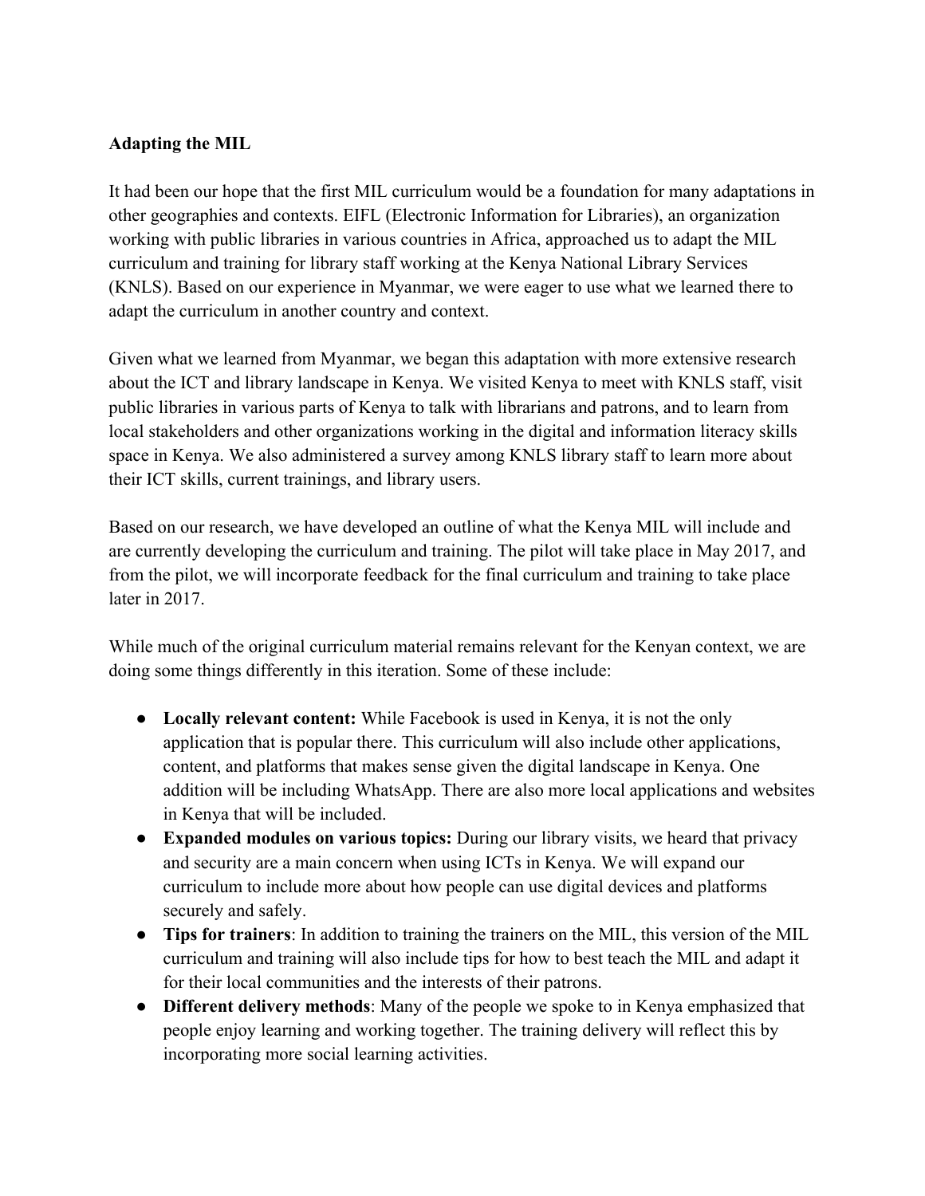**Adapting the MIL**

It had been our hope that the first MIL curriculum would be a foundation for many adaptations in other geographies and contexts. EIFL (Electronic Information for Libraries), an organization working with public libraries in various countries in Africa, approached us to adapt the MIL curriculum and training for library staff working at the Kenya National Library Services (KNLS). Based on our experience in Myanmar, we were eager to use what we learned there to adapt the curriculum in another country and context.

Given what we learned from Myanmar, we began this adaptation with more extensive research about the ICT and library landscape in Kenya. We visited Kenya to meet with KNLS staff, visit public libraries in various parts of Kenya to talk with librarians and patrons, and to learn from local stakeholders and other organizations working in the digital and information literacy skills space in Kenya. We also administered a survey among KNLS library staff to learn more about their ICT skills, current trainings, and library users.

Based on our research, we have developed an outline of what the Kenya MIL will include and are currently developing the curriculum and training. The pilot will take place in May 2017, and from the pilot, we will incorporate feedback for the final curriculum and training to take place later in 2017.

While much of the original curriculum material remains relevant for the Kenyan context, we are doing some things differently in this iteration. Some of these include:

- **Locally relevant content:** While Facebook is used in Kenya, it is not the only application that is popular there. This curriculum will also include other applications, content, and platforms that makes sense given the digital landscape in Kenya. One addition will be including WhatsApp. There are also more local applications and websites in Kenya that will be included.
- **Expanded modules on various topics:** During our library visits, we heard that privacy and security are a main concern when using ICTs in Kenya. We will expand our curriculum to include more about how people can use digital devices and platforms securely and safely.
- **Tips for trainers**: In addition to training the trainers on the MIL, this version of the MIL curriculum and training will also include tips for how to best teach the MIL and adapt it for their local communities and the interests of their patrons.
- **Different delivery methods**: Many of the people we spoke to in Kenya emphasized that people enjoy learning and working together. The training delivery will reflect this by incorporating more social learning activities.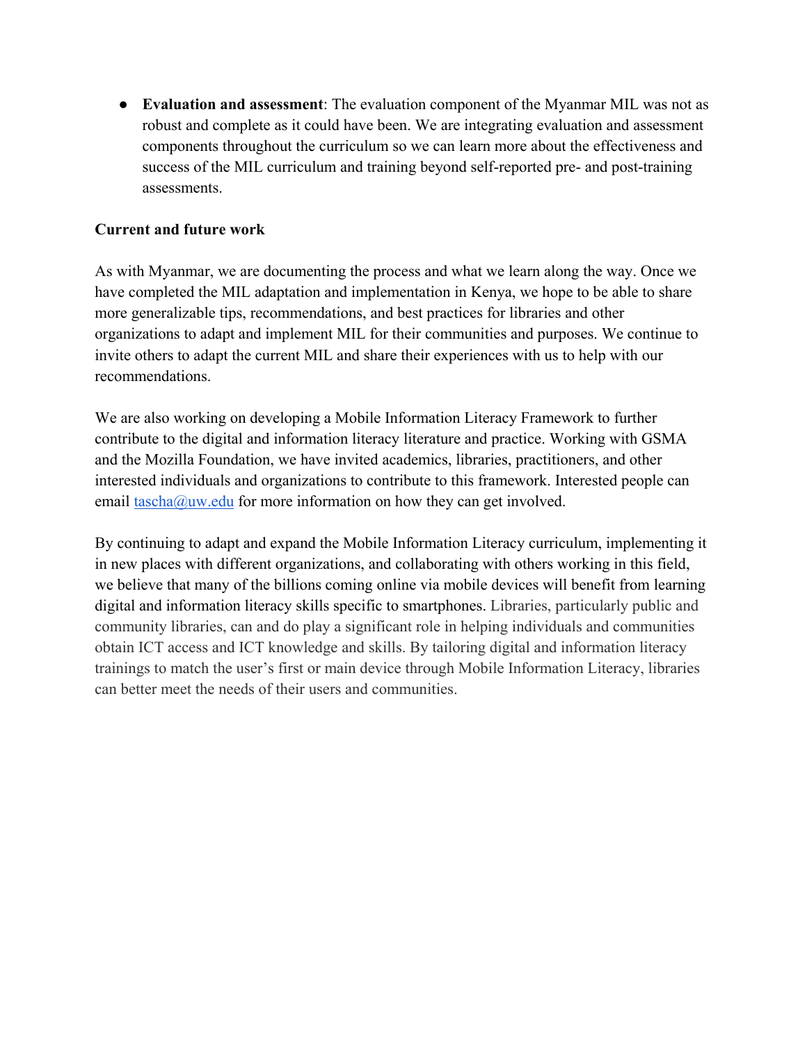- **Evaluation and assessment**: The evaluation component of the Myanmar MIL was not as robust and complete as it could have been. We are integrating evaluation and assessment components throughout the curriculum so we can learn more about the effectiveness and success of the MIL curriculum and training beyond self-reported pre- and post-training assessments.

**Current and future work**

As with Myanmar, we are documenting the process and what we learn along the way. Once we have completed the MIL adaptation and implementation in Kenya, we hope to be able to share more generalizable tips, recommendations, and best practices for libraries and other organizations to adapt and implement MIL for their communities and purposes. We continue to invite others to adapt the current MIL and share their experiences with us to help with our recommendations.

We are also working on developing a Mobile Information Literacy Framework to further contribute to the digital and information literacy literature and practice. Working with GSMA and the Mozilla Foundation, we have invited academics, libraries, practitioners, and other interested individuals and organizations to contribute to this framework. Interested people can email tascha@uw.edu for more information on how they can get involved.

By continuing to adapt and expand the Mobile Information Literacy curriculum, implementing it in new places with different organizations, and collaborating with others working in this field, we believe that many of the billions coming online via mobile devices will benefit from learning digital and information literacy skills specific to smartphones. Libraries, particularly public and community libraries, can and do play a significant role in helping individuals and communities obtain ICT access and ICT knowledge and skills. By tailoring digital and information literacy trainings to match the user's first or main device through Mobile Information Literacy, libraries can better meet the needs of their users and communities.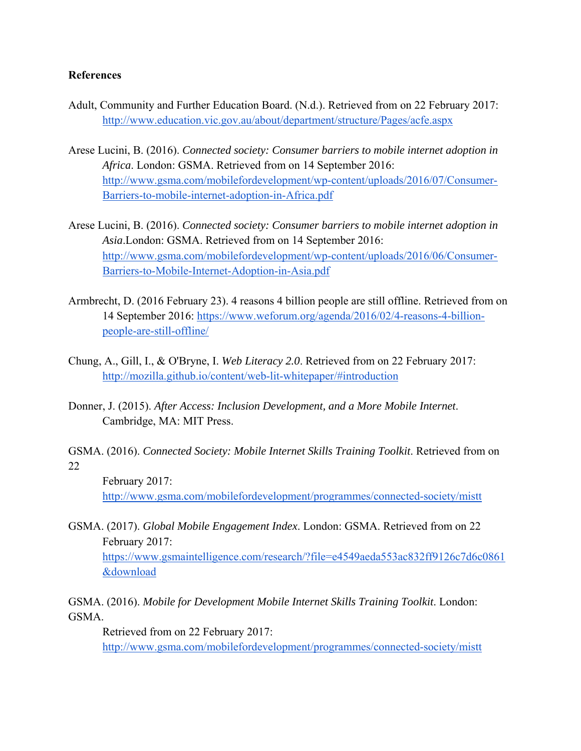**References**

Adult, Community and Further Education Board. (N.d.). Retrieved from on 22 February 2017: http://www.education.vic.gov.au/about/department/structure/Pages/acfe.aspx

Arese Lucini, B. (2016). *Connected society: Consumer barriers to mobile internet adoption in Africa*. London: GSMA. Retrieved from on 14 September 2016: http://www.gsma.com/mobilefordevelopment/wp-content/uploads/2016/07/Consumer-Barriers-to-mobile-internet-adoption-in-Africa.pdf

Arese Lucini, B. (2016). *Connected society: Consumer barriers to mobile internet adoption in Asia*.London: GSMA. Retrieved from on 14 September 2016: http://www.gsma.com/mobilefordevelopment/wp-content/uploads/2016/06/Consumer-Barriers-to-Mobile-Internet-Adoption-in-Asia.pdf

Armbrecht, D. (2016 February 23). 4 reasons 4 billion people are still offline. Retrieved from on 14 September 2016: https://www.weforum.org/agenda/2016/02/4-reasons-4-billion-people-are-still-offline/

Chung, A., Gill, I., & O'Bryne, I. *Web Literacy 2.0*. Retrieved from on 22 February 2017: http://mozilla.github.io/content/web-lit-whitepaper/#introduction

Donner, J. (2015). *After Access: Inclusion Development, and a More Mobile Internet*. Cambridge, MA: MIT Press.

GSMA. (2016). *Connected Society: Mobile Internet Skills Training Toolkit*. Retrieved from on 22

February 2017: http://www.gsma.com/mobilefordevelopment/programmes/connected-society/mistt

GSMA. (2017). *Global Mobile Engagement Index*. London: GSMA. Retrieved from on 22 February 2017: https://www.gsmaintelligence.com/research/?file=e4549aeda553ac832ff9126c7d6c0861&download

GSMA. (2016). *Mobile for Development Mobile Internet Skills Training Toolkit*. London: GSMA.

Retrieved from on 22 February 2017: http://www.gsma.com/mobilefordevelopment/programmes/connected-society/mistt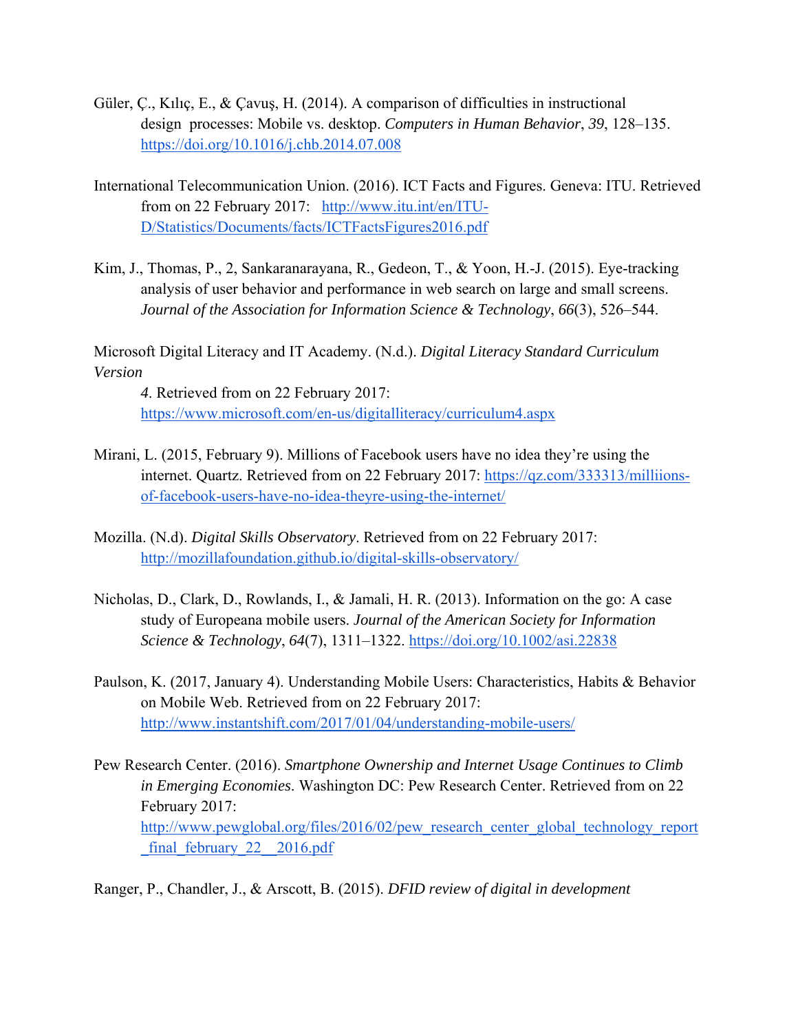Güler, Ç., Kılıç, E., & Çavuş, H. (2014). A comparison of difficulties in instructional design processes: Mobile vs. desktop. *Computers in Human Behavior*, *39*, 128–135. https://doi.org/10.1016/j.chb.2014.07.008

International Telecommunication Union. (2016). ICT Facts and Figures. Geneva: ITU. Retrieved from on 22 February 2017: http://www.itu.int/en/ITU-D/Statistics/Documents/facts/ICTFactsFigures2016.pdf

Kim, J., Thomas, P., 2, Sankaranarayana, R., Gedeon, T., & Yoon, H.-J. (2015). Eye-tracking analysis of user behavior and performance in web search on large and small screens. *Journal of the Association for Information Science & Technology*, *66*(3), 526–544.

Microsoft Digital Literacy and IT Academy. (N.d.). *Digital Literacy Standard Curriculum Version 4*. Retrieved from on 22 February 2017: https://www.microsoft.com/en-us/digitalliteracy/curriculum4.aspx

Mirani, L. (2015, February 9). Millions of Facebook users have no idea they're using the internet. Quartz. Retrieved from on 22 February 2017: https://qz.com/333313/milliions-of-facebook-users-have-no-idea-theyre-using-the-internet/

Mozilla. (N.d). *Digital Skills Observatory*. Retrieved from on 22 February 2017: http://mozillafoundation.github.io/digital-skills-observatory/

Nicholas, D., Clark, D., Rowlands, I., & Jamali, H. R. (2013). Information on the go: A case study of Europeana mobile users. *Journal of the American Society for Information Science & Technology*, *64*(7), 1311–1322. https://doi.org/10.1002/asi.22838

Paulson, K. (2017, January 4). Understanding Mobile Users: Characteristics, Habits & Behavior on Mobile Web. Retrieved from on 22 February 2017: http://www.instantshift.com/2017/01/04/understanding-mobile-users/

Pew Research Center. (2016). *Smartphone Ownership and Internet Usage Continues to Climb in Emerging Economies*. Washington DC: Pew Research Center. Retrieved from on 22 February 2017: http://www.pewglobal.org/files/2016/02/pew_research_center_global_technology_report_final_february_22__2016.pdf

Ranger, P., Chandler, J., & Arscott, B. (2015). *DFID review of digital in development*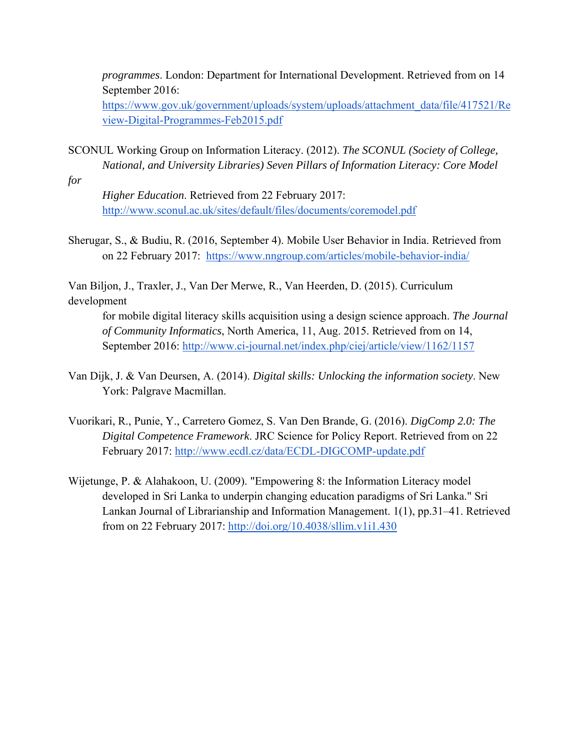*programmes*. London: Department for International Development. Retrieved from on 14 September 2016: https://www.gov.uk/government/uploads/system/uploads/attachment_data/file/417521/Review-Digital-Programmes-Feb2015.pdf

SCONUL Working Group on Information Literacy. (2012). *The SCONUL (Society of College, National, and University Libraries) Seven Pillars of Information Literacy: Core Model for Higher Education*. Retrieved from 22 February 2017: http://www.sconul.ac.uk/sites/default/files/documents/coremodel.pdf

Sherugar, S., & Budiu, R. (2016, September 4). Mobile User Behavior in India. Retrieved from on 22 February 2017: https://www.nngroup.com/articles/mobile-behavior-india/

Van Biljon, J., Traxler, J., Van Der Merwe, R., Van Heerden, D. (2015). Curriculum development for mobile digital literacy skills acquisition using a design science approach. *The Journal of Community Informatics*, North America, 11, Aug. 2015. Retrieved from on 14, September 2016: http://www.ci-journal.net/index.php/ciej/article/view/1162/1157

Van Dijk, J. & Van Deursen, A. (2014). *Digital skills: Unlocking the information society*. New York: Palgrave Macmillan.

Vuorikari, R., Punie, Y., Carretero Gomez, S. Van Den Brande, G. (2016). *DigComp 2.0: The Digital Competence Framework*. JRC Science for Policy Report. Retrieved from on 22 February 2017: http://www.ecdl.cz/data/ECDL-DIGCOMP-update.pdf

Wijetunge, P. & Alahakoon, U. (2009). "Empowering 8: the Information Literacy model developed in Sri Lanka to underpin changing education paradigms of Sri Lanka." Sri Lankan Journal of Librarianship and Information Management. 1(1), pp.31–41. Retrieved from on 22 February 2017: http://doi.org/10.4038/sllim.v1i1.430